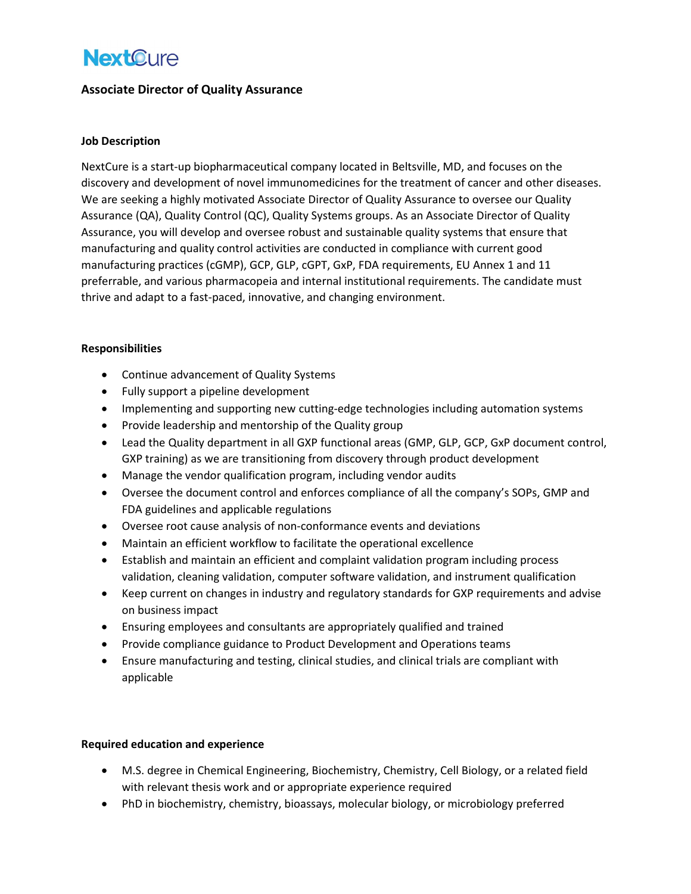NextCure

# Associate Director of Quality Assurance

## Job Description

NextCure is a start-up biopharmaceutical company located in Beltsville, MD, and focuses on the discovery and development of novel immunomedicines for the treatment of cancer and other diseases. We are seeking a highly motivated Associate Director of Quality Assurance to oversee our Quality Assurance (QA), Quality Control (QC), Quality Systems groups. As an Associate Director of Quality Assurance, you will develop and oversee robust and sustainable quality systems that ensure that manufacturing and quality control activities are conducted in compliance with current good manufacturing practices (cGMP), GCP, GLP, cGPT, GxP, FDA requirements, EU Annex 1 and 11 preferrable, and various pharmacopeia and internal institutional requirements. The candidate must thrive and adapt to a fast-paced, innovative, and changing environment.

## Responsibilities

- Continue advancement of Quality Systems
- Fully support a pipeline development
- Implementing and supporting new cutting-edge technologies including automation systems
- Provide leadership and mentorship of the Quality group
- Lead the Quality department in all GXP functional areas (GMP, GLP, GCP, GxP document control, GXP training) as we are transitioning from discovery through product development
- Manage the vendor qualification program, including vendor audits
- Oversee the document control and enforces compliance of all the company's SOPs, GMP and FDA guidelines and applicable regulations
- Oversee root cause analysis of non-conformance events and deviations
- Maintain an efficient workflow to facilitate the operational excellence
- Establish and maintain an efficient and complaint validation program including process validation, cleaning validation, computer software validation, and instrument qualification
- Keep current on changes in industry and regulatory standards for GXP requirements and advise on business impact
- Ensuring employees and consultants are appropriately qualified and trained
- Provide compliance guidance to Product Development and Operations teams
- Ensure manufacturing and testing, clinical studies, and clinical trials are compliant with applicable

## Required education and experience

- M.S. degree in Chemical Engineering, Biochemistry, Chemistry, Cell Biology, or a related field with relevant thesis work and or appropriate experience required
- PhD in biochemistry, chemistry, bioassays, molecular biology, or microbiology preferred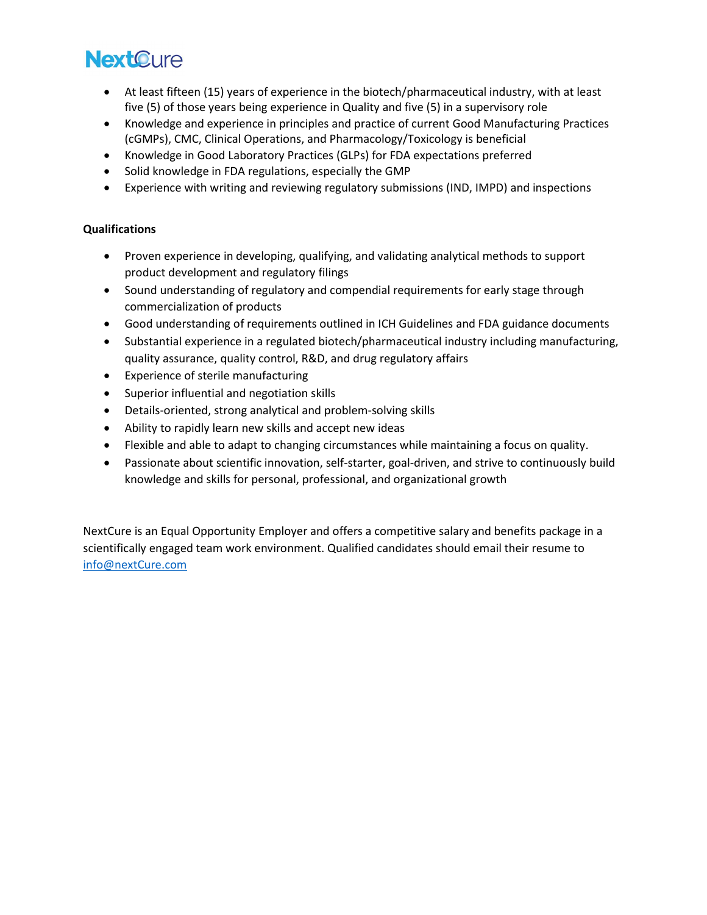- At least fifteen (15) years of experience in the biotech/pharmaceutical industry, with at least five (5) of those years being experience in Quality and five (5) in a supervisory role
- Knowledge and experience in principles and practice of current Good Manufacturing Practices (cGMPs), CMC, Clinical Operations, and Pharmacology/Toxicology is beneficial
- Knowledge in Good Laboratory Practices (GLPs) for FDA expectations preferred
- Solid knowledge in FDA regulations, especially the GMP
- Experience with writing and reviewing regulatory submissions (IND, IMPD) and inspections

**Qualifications**

- Proven experience in developing, qualifying, and validating analytical methods to support product development and regulatory filings
- Sound understanding of regulatory and compendial requirements for early stage through commercialization of products
- Good understanding of requirements outlined in ICH Guidelines and FDA guidance documents
- Substantial experience in a regulated biotech/pharmaceutical industry including manufacturing, quality assurance, quality control, R&D, and drug regulatory affairs
- Experience of sterile manufacturing
- Superior influential and negotiation skills
- Details-oriented, strong analytical and problem-solving skills
- Ability to rapidly learn new skills and accept new ideas
- Flexible and able to adapt to changing circumstances while maintaining a focus on quality.
- Passionate about scientific innovation, self-starter, goal-driven, and strive to continuously build knowledge and skills for personal, professional, and organizational growth

NextCure is an Equal Opportunity Employer and offers a competitive salary and benefits package in a scientifically engaged team work environment. Qualified candidates should email their resume to info@nextCure.com